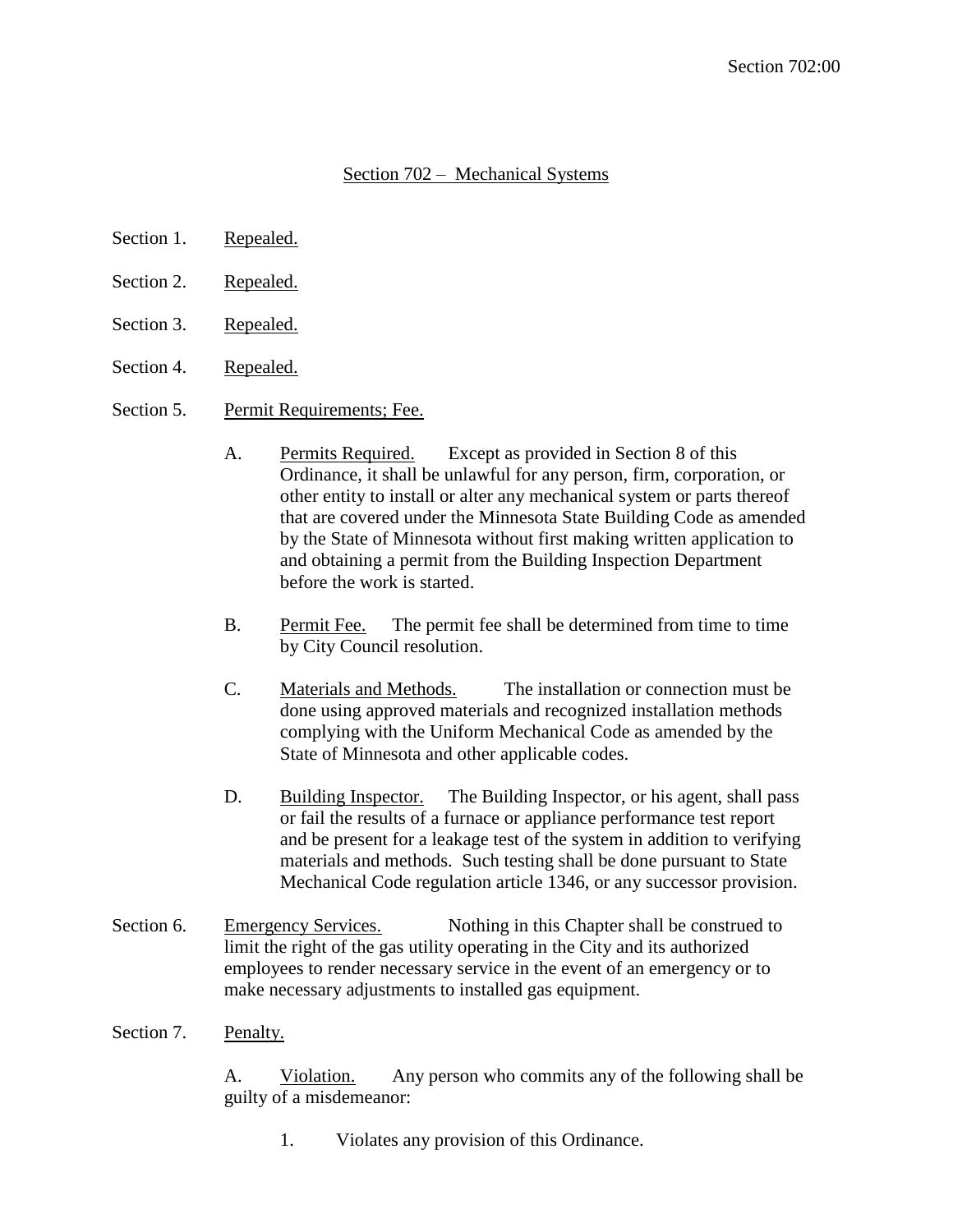# Section 702 – Mechanical Systems

Section 1. Repealed.

Section 2. Repealed.

Section 3. Repealed.

Section 4. Repealed.

Section 5. Permit Requirements; Fee.

A. Permits Required. Except as provided in Section 8 of this Ordinance, it shall be unlawful for any person, firm, corporation, or other entity to install or alter any mechanical system or parts thereof that are covered under the Minnesota State Building Code as amended by the State of Minnesota without first making written application to and obtaining a permit from the Building Inspection Department before the work is started.

B. Permit Fee. The permit fee shall be determined from time to time by City Council resolution.

C. Materials and Methods. The installation or connection must be done using approved materials and recognized installation methods complying with the Uniform Mechanical Code as amended by the State of Minnesota and other applicable codes.

D. Building Inspector. The Building Inspector, or his agent, shall pass or fail the results of a furnace or appliance performance test report and be present for a leakage test of the system in addition to verifying materials and methods. Such testing shall be done pursuant to State Mechanical Code regulation article 1346, or any successor provision.

Section 6. Emergency Services. Nothing in this Chapter shall be construed to limit the right of the gas utility operating in the City and its authorized employees to render necessary service in the event of an emergency or to make necessary adjustments to installed gas equipment.

Section 7. Penalty.

A. Violation. Any person who commits any of the following shall be guilty of a misdemeanor:

1. Violates any provision of this Ordinance.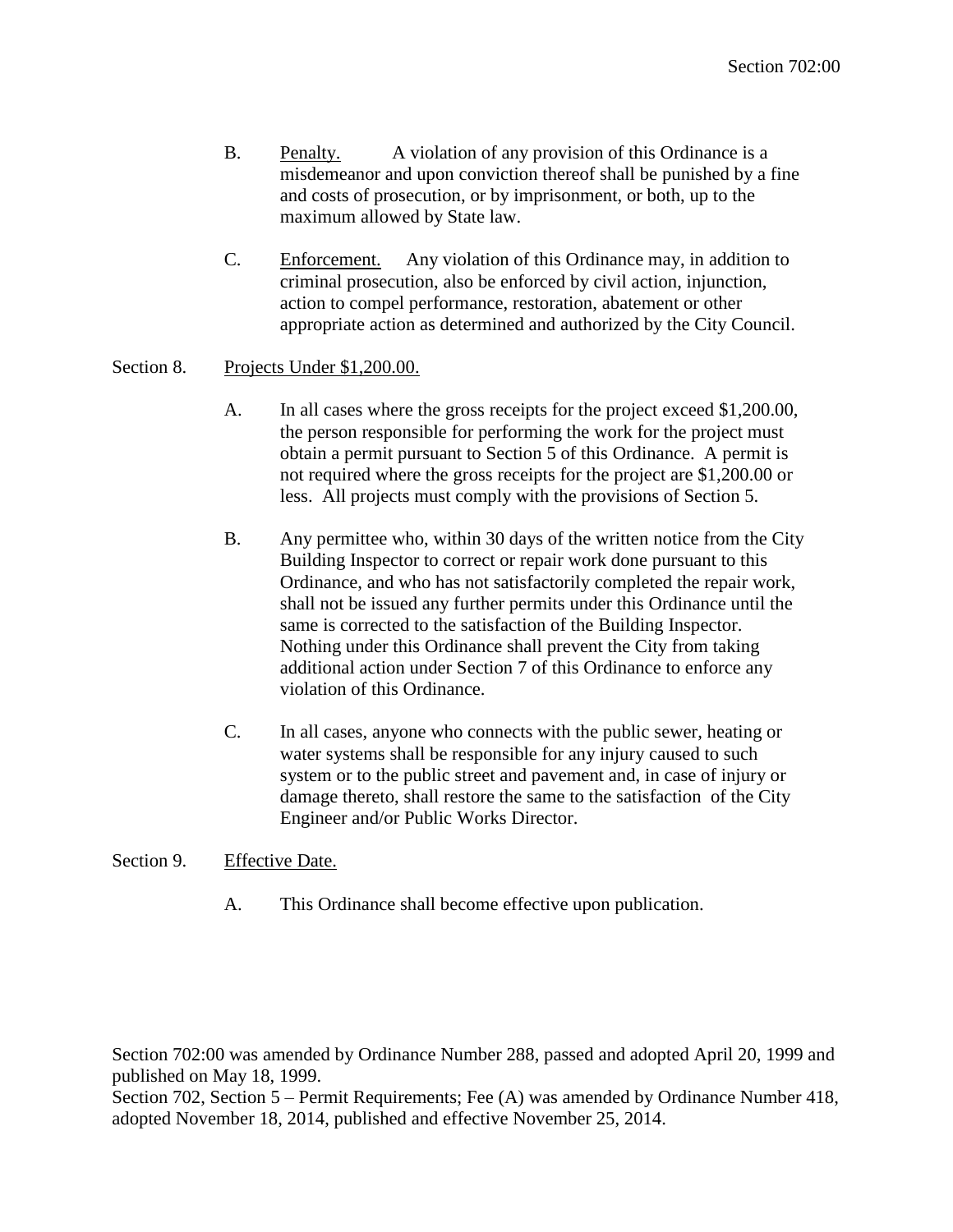B. Penalty. A violation of any provision of this Ordinance is a misdemeanor and upon conviction thereof shall be punished by a fine and costs of prosecution, or by imprisonment, or both, up to the maximum allowed by State law.

C. Enforcement. Any violation of this Ordinance may, in addition to criminal prosecution, also be enforced by civil action, injunction, action to compel performance, restoration, abatement or other appropriate action as determined and authorized by the City Council.

Section 8. Projects Under $1,200.00.

A. In all cases where the gross receipts for the project exceed $1,200.00, the person responsible for performing the work for the project must obtain a permit pursuant to Section 5 of this Ordinance. A permit is not required where the gross receipts for the project are $1,200.00 or less. All projects must comply with the provisions of Section 5.

B. Any permittee who, within 30 days of the written notice from the City Building Inspector to correct or repair work done pursuant to this Ordinance, and who has not satisfactorily completed the repair work, shall not be issued any further permits under this Ordinance until the same is corrected to the satisfaction of the Building Inspector. Nothing under this Ordinance shall prevent the City from taking additional action under Section 7 of this Ordinance to enforce any violation of this Ordinance.

C. In all cases, anyone who connects with the public sewer, heating or water systems shall be responsible for any injury caused to such system or to the public street and pavement and, in case of injury or damage thereto, shall restore the same to the satisfaction of the City Engineer and/or Public Works Director.

Section 9. Effective Date.

A. This Ordinance shall become effective upon publication.

Section 702:00 was amended by Ordinance Number 288, passed and adopted April 20, 1999 and published on May 18, 1999.
Section 702, Section 5 – Permit Requirements; Fee (A) was amended by Ordinance Number 418, adopted November 18, 2014, published and effective November 25, 2014.